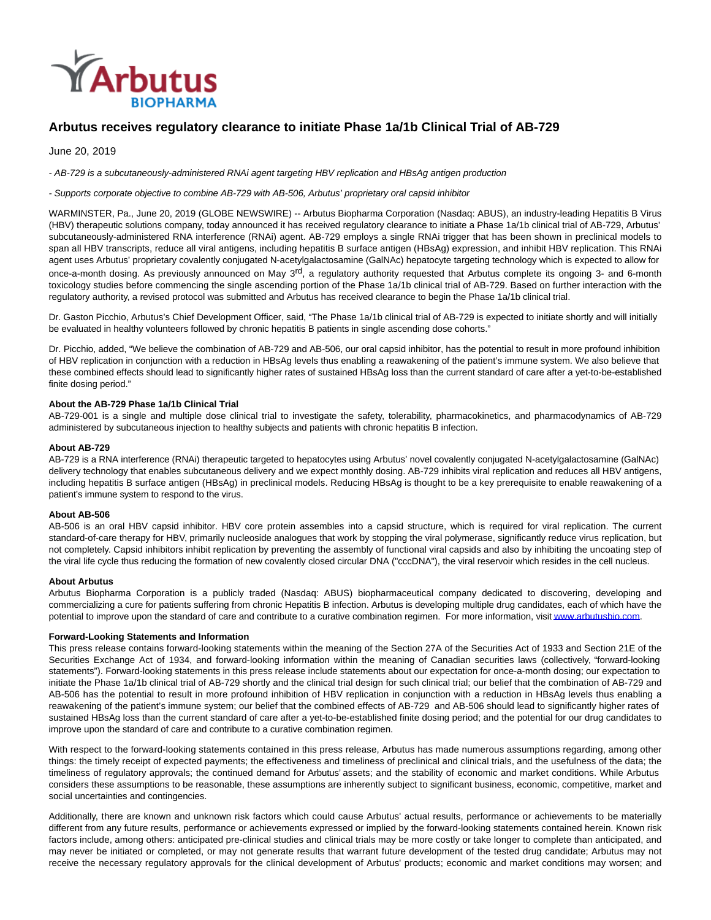# Arbutus receives regulatory clearance to initiate Phase 1a/1b Clinical Trial of AB-729

June 20, 2019

*- AB-729 is a subcutaneously-administered RNAi agent targeting HBV replication and HBsAg antigen production*

*- Supports corporate objective to combine AB-729 with AB-506, Arbutus' proprietary oral capsid inhibitor*

WARMINSTER, Pa., June 20, 2019 (GLOBE NEWSWIRE) -- Arbutus Biopharma Corporation (Nasdaq: ABUS), an industry-leading Hepatitis B Virus (HBV) therapeutic solutions company, today announced it has received regulatory clearance to initiate a Phase 1a/1b clinical trial of AB-729, Arbutus' subcutaneously-administered RNA interference (RNAi) agent. AB-729 employs a single RNAi trigger that has been shown in preclinical models to span all HBV transcripts, reduce all viral antigens, including hepatitis B surface antigen (HBsAg) expression, and inhibit HBV replication. This RNAi agent uses Arbutus' proprietary covalently conjugated N-acetylgalactosamine (GalNAc) hepatocyte targeting technology which is expected to allow for once-a-month dosing. As previously announced on May 3rd, a regulatory authority requested that Arbutus complete its ongoing 3- and 6-month toxicology studies before commencing the single ascending portion of the Phase 1a/1b clinical trial of AB-729. Based on further interaction with the regulatory authority, a revised protocol was submitted and Arbutus has received clearance to begin the Phase 1a/1b clinical trial.

Dr. Gaston Picchio, Arbutus's Chief Development Officer, said, "The Phase 1a/1b clinical trial of AB-729 is expected to initiate shortly and will initially be evaluated in healthy volunteers followed by chronic hepatitis B patients in single ascending dose cohorts."

Dr. Picchio, added, "We believe the combination of AB-729 and AB-506, our oral capsid inhibitor, has the potential to result in more profound inhibition of HBV replication in conjunction with a reduction in HBsAg levels thus enabling a reawakening of the patient's immune system. We also believe that these combined effects should lead to significantly higher rates of sustained HBsAg loss than the current standard of care after a yet-to-be-established finite dosing period."

**About the AB-729 Phase 1a/1b Clinical Trial**

AB-729-001 is a single and multiple dose clinical trial to investigate the safety, tolerability, pharmacokinetics, and pharmacodynamics of AB-729 administered by subcutaneous injection to healthy subjects and patients with chronic hepatitis B infection.

**About AB-729**

AB-729 is a RNA interference (RNAi) therapeutic targeted to hepatocytes using Arbutus' novel covalently conjugated N-acetylgalactosamine (GalNAc) delivery technology that enables subcutaneous delivery and we expect monthly dosing. AB-729 inhibits viral replication and reduces all HBV antigens, including hepatitis B surface antigen (HBsAg) in preclinical models. Reducing HBsAg is thought to be a key prerequisite to enable reawakening of a patient's immune system to respond to the virus.

**About AB-506**

AB-506 is an oral HBV capsid inhibitor. HBV core protein assembles into a capsid structure, which is required for viral replication. The current standard-of-care therapy for HBV, primarily nucleoside analogues that work by stopping the viral polymerase, significantly reduce virus replication, but not completely. Capsid inhibitors inhibit replication by preventing the assembly of functional viral capsids and also by inhibiting the uncoating step of the viral life cycle thus reducing the formation of new covalently closed circular DNA ("cccDNA"), the viral reservoir which resides in the cell nucleus.

**About Arbutus**

Arbutus Biopharma Corporation is a publicly traded (Nasdaq: ABUS) biopharmaceutical company dedicated to discovering, developing and commercializing a cure for patients suffering from chronic Hepatitis B infection. Arbutus is developing multiple drug candidates, each of which have the potential to improve upon the standard of care and contribute to a curative combination regimen. For more information, visit www.arbutusbio.com.

**Forward-Looking Statements and Information**

This press release contains forward-looking statements within the meaning of the Section 27A of the Securities Act of 1933 and Section 21E of the Securities Exchange Act of 1934, and forward-looking information within the meaning of Canadian securities laws (collectively, "forward-looking statements"). Forward-looking statements in this press release include statements about our expectation for once-a-month dosing; our expectation to initiate the Phase 1a/1b clinical trial of AB-729 shortly and the clinical trial design for such clinical trial; our belief that the combination of AB-729 and AB-506 has the potential to result in more profound inhibition of HBV replication in conjunction with a reduction in HBsAg levels thus enabling a reawakening of the patient's immune system; our belief that the combined effects of AB-729 and AB-506 should lead to significantly higher rates of sustained HBsAg loss than the current standard of care after a yet-to-be-established finite dosing period; and the potential for our drug candidates to improve upon the standard of care and contribute to a curative combination regimen.

With respect to the forward-looking statements contained in this press release, Arbutus has made numerous assumptions regarding, among other things: the timely receipt of expected payments; the effectiveness and timeliness of preclinical and clinical trials, and the usefulness of the data; the timeliness of regulatory approvals; the continued demand for Arbutus' assets; and the stability of economic and market conditions. While Arbutus considers these assumptions to be reasonable, these assumptions are inherently subject to significant business, economic, competitive, market and social uncertainties and contingencies.

Additionally, there are known and unknown risk factors which could cause Arbutus' actual results, performance or achievements to be materially different from any future results, performance or achievements expressed or implied by the forward-looking statements contained herein. Known risk factors include, among others: anticipated pre-clinical studies and clinical trials may be more costly or take longer to complete than anticipated, and may never be initiated or completed, or may not generate results that warrant future development of the tested drug candidate; Arbutus may not receive the necessary regulatory approvals for the clinical development of Arbutus' products; economic and market conditions may worsen; and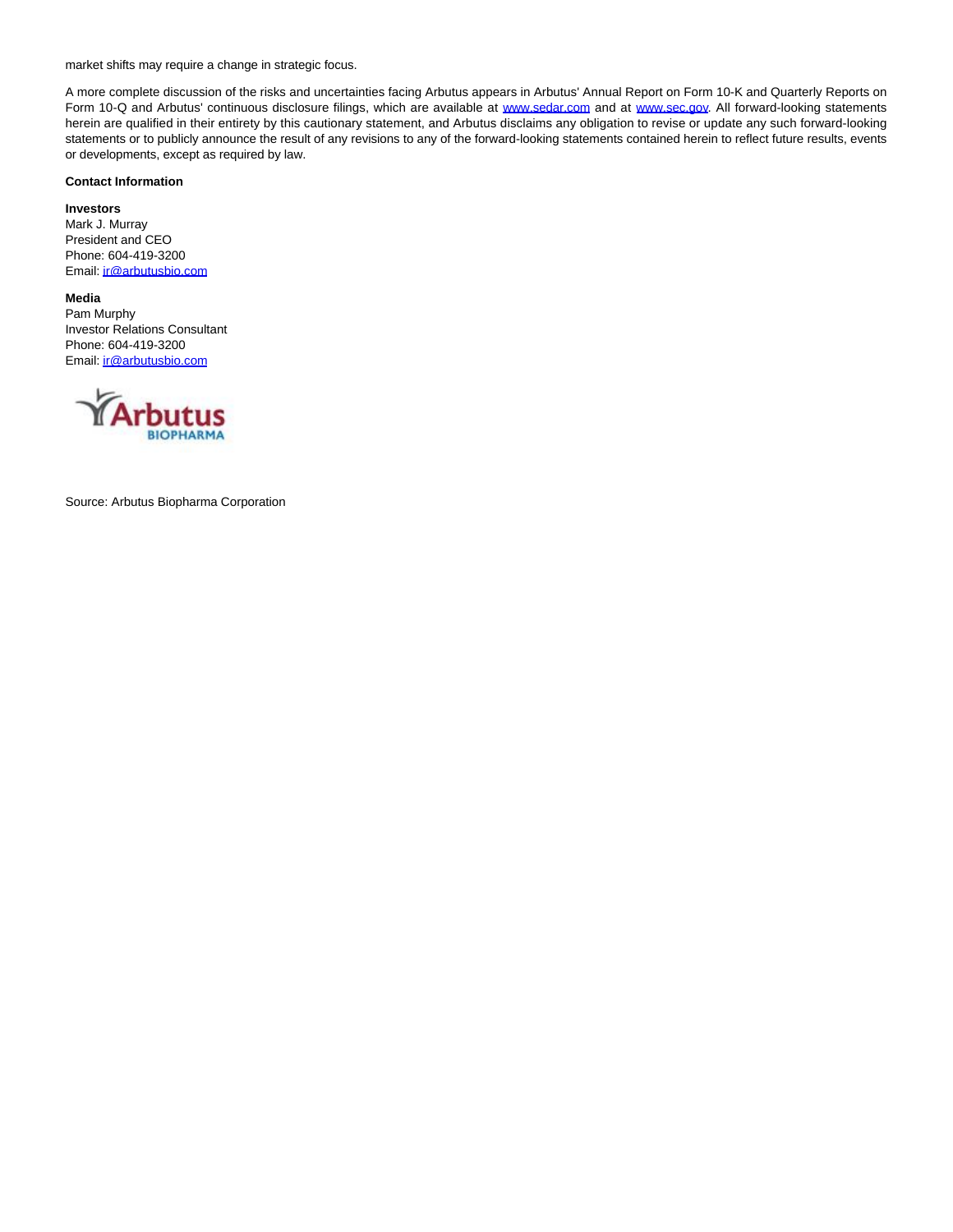market shifts may require a change in strategic focus.

A more complete discussion of the risks and uncertainties facing Arbutus appears in Arbutus' Annual Report on Form 10-K and Quarterly Reports on Form 10-Q and Arbutus' continuous disclosure filings, which are available at www.sedar.com and at www.sec.gov. All forward-looking statements herein are qualified in their entirety by this cautionary statement, and Arbutus disclaims any obligation to revise or update any such forward-looking statements or to publicly announce the result of any revisions to any of the forward-looking statements contained herein to reflect future results, events or developments, except as required by law.

**Contact Information**

**Investors**
Mark J. Murray
President and CEO
Phone: 604-419-3200
Email: ir@arbutusbio.com

**Media**
Pam Murphy
Investor Relations Consultant
Phone: 604-419-3200
Email: ir@arbutusbio.com

Source: Arbutus Biopharma Corporation